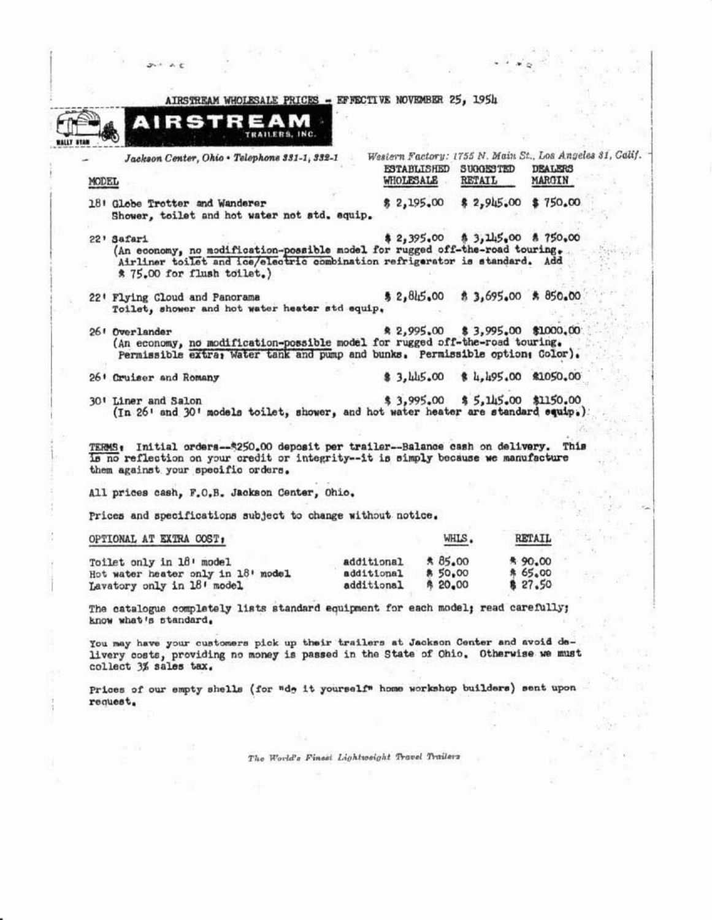AIRSTREAM WHOLESALE PRICES - EFFECTIVE NOVEMBER 25, 1954

# AIRSTREAM TRAILERS, INC.

*Jackson Center, Ohio • Telephone 331-1, 332-1* *Western Factory: 1755 N. Main St., Los Angeles 31, Calif.*

| MODEL | ESTABLISHED WHOLESALE | SUGGESTED RETAIL | DEALERS MARGIN |
|---|---|---|---|
| 18' Globe Trotter and Wanderer<br>Shower, toilet and hot water not std. equip. | $ 2,195.00 | $ 2,945.00 | $ 750.00 |
| 22' Safari<br>(An economy, no modification-possible model for rugged off-the-road touring. Airliner toilet and ice/electric combination refrigerator is standard. Add $ 75.00 for flush toilet.) | $ 2,395.00 | $ 3,145.00 | $ 750.00 |
| 22' Flying Cloud and Panorama<br>Toilet, shower and hot water heater std equip. | $ 2,845.00 | $ 3,695.00 | $ 850.00 |
| 26' Overlander<br>(An economy, no modification-possible model for rugged off-the-road touring. Permissible extra: Water tank and pump and bunks. Permissible option: Color). | $ 2,995.00 | $ 3,995.00 | $1000.00 |
| 26' Cruiser and Romany | $ 3,445.00 | $ 4,495.00 | $1050.00 |
| 30' Liner and Salon<br>(In 26' and 30' models toilet, shower, and hot water heater are standard equip.) | $ 3,995.00 | $ 5,145.00 | $1150.00 |

TERMS: Initial orders--$250.00 deposit per trailer--Balance cash on delivery. This is no reflection on your credit or integrity--it is simply because we manufacture them against your specific orders.

All prices cash, F.O.B. Jackson Center, Ohio.

Prices and specifications subject to change without notice.

| OPTIONAL AT EXTRA COST: | | WHLS. | RETAIL |
|---|---|---|---|
| Toilet only in 18' model | additional | $ 85.00 | $ 90.00 |
| Hot water heater only in 18' model | additional | $ 50.00 | $ 65.00 |
| Lavatory only in 18' model | additional | $ 20.00 | $ 27.50 |

The catalogue completely lists standard equipment for each model; read carefully; know what's standard.

You may have your customers pick up their trailers at Jackson Center and avoid delivery costs, providing no money is passed in the State of Ohio. Otherwise we must collect 3% sales tax.

Prices of our empty shells (for "do it yourself" home workshop builders) sent upon request.

*The World's Finest Lightweight Travel Trailers*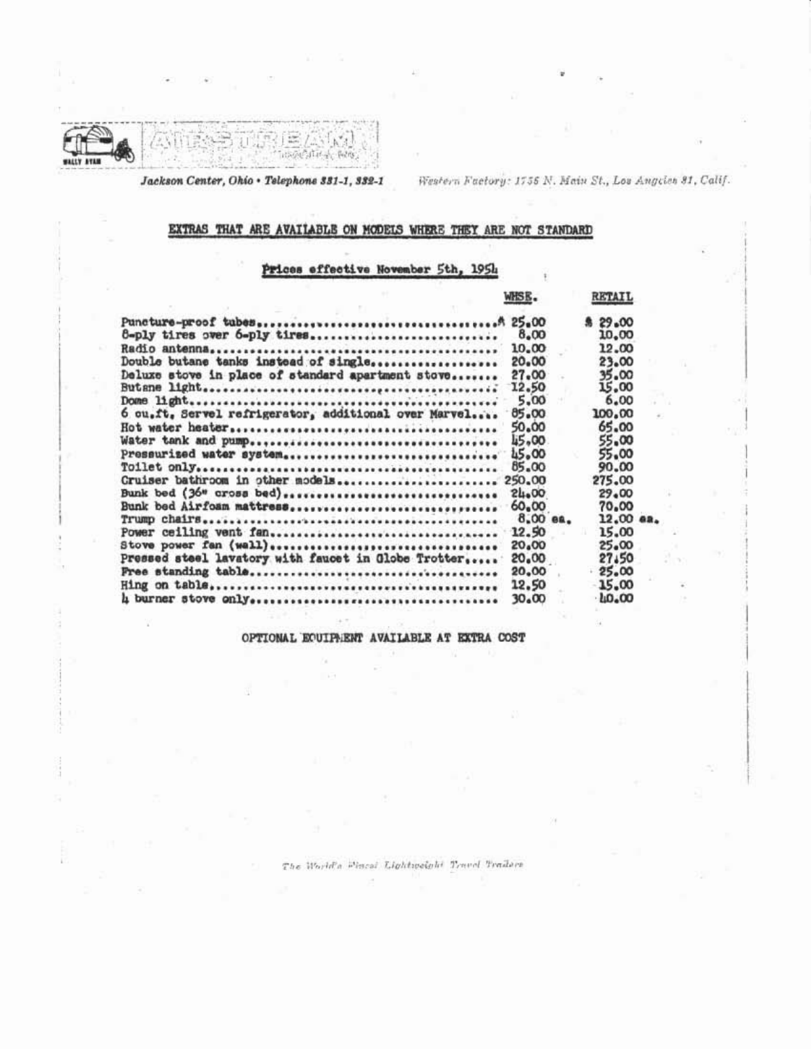AIRSTREAM

*Jackson Center, Ohio • Telephone 331-1, 332-1*

*Western Factory: 1756 N. Main St., Los Angeles 31, Calif.*

## EXTRAS THAT ARE AVAILABLE ON MODELS WHERE THEY ARE NOT STANDARD

### Prices effective November 5th, 1954

| | WHSE. | RETAIL |
|---|---|---|
| Puncture-proof tubes | $ 25.00 | $ 29.00 |
| 8-ply tires over 6-ply tires | 8.00 | 10.00 |
| Radio antenna | 10.00 | 12.00 |
| Double butane tanks instead of single | 20.00 | 23.00 |
| Deluxe stove in place of standard apartment stove | 27.00 | 35.00 |
| Butane light | 12.50 | 15.00 |
| Dome light | 5.00 | 6.00 |
| 6 cu.ft. Servel refrigerator, additional over Marvel | 85.00 | 100.00 |
| Hot water heater | 50.00 | 65.00 |
| Water tank and pump | 45.00 | 55.00 |
| Pressurized water system | 45.00 | 55.00 |
| Toilet only | 85.00 | 90.00 |
| Cruiser bathroom in other models | 250.00 | 275.00 |
| Bunk bed (36" cross bed) | 24.00 | 29.00 |
| Bunk bed Airfoam mattress | 60.00 | 70.00 |
| Trump chairs | 8.00 ea. | 12.00 ea. |
| Power ceiling vent fan | 12.50 | 15.00 |
| Stove power fan (wall) | 20.00 | 25.00 |
| Pressed steel lavatory with faucet in Globe Trotter | 20.00 | 27.50 |
| Free standing table | 20.00 | 25.00 |
| Hing on table | 12.50 | 15.00 |
| 4 burner stove only | 30.00 | 40.00 |

OPTIONAL EQUIPMENT AVAILABLE AT EXTRA COST

*The World's Finest Lightweight Travel Trailers*